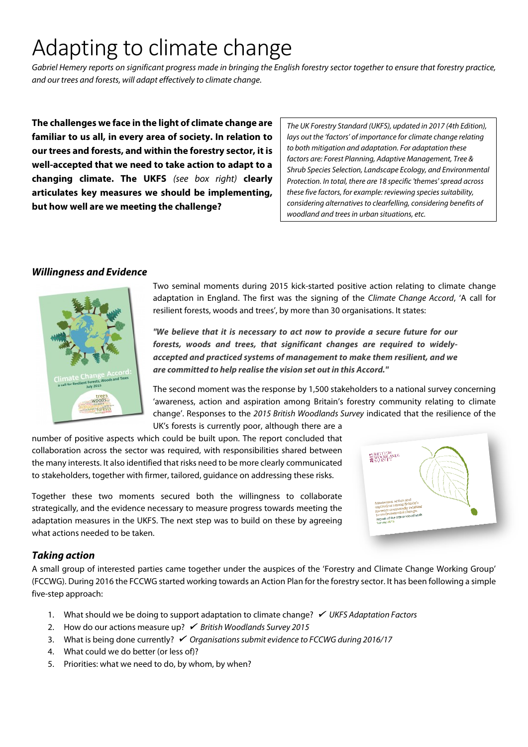# Adapting to climate change

*Gabriel Hemery reports on significant progress made in bringing the English forestry sector together to ensure that forestry practice, and our trees and forests, will adapt effectively to climate change.*

**The challenges we face in the light of climate change are familiar to us all, in every area of society. In relation to our trees and forests, and within the forestry sector, it is well-accepted that we need to take action to adapt to a changing climate. The UKFS** *(see box right)* **clearly articulates key measures we should be implementing, but how well are we meeting the challenge?**

> *The UK Forestry Standard (UKFS), updated in 2017 (4th Edition), lays out the 'factors' of importance for climate change relating to both mitigation and adaptation. For adaptation these factors are: Forest Planning, Adaptive Management, Tree & Shrub Species Selection, Landscape Ecology, and Environmental Protection. In total, there are 18 specific 'themes' spread across these five factors, for example: reviewing species suitability, considering alternatives to clearfelling, considering benefits of woodland and trees in urban situations, etc.*

## *Willingness and Evidence*

Two seminal moments during 2015 kick-started positive action relating to climate change adaptation in England. The first was the signing of the *Climate Change Accord*, 'A call for resilient forests, woods and trees', by more than 30 organisations. It states:

***"We believe that it is necessary to act now to provide a secure future for our forests, woods and trees, that significant changes are required to widely-accepted and practiced systems of management to make them resilient, and we are committed to help realise the vision set out in this Accord."***

The second moment was the response by 1,500 stakeholders to a national survey concerning 'awareness, action and aspiration among Britain's forestry community relating to climate change'. Responses to the *2015 British Woodlands Survey* indicated that the resilience of the UK's forests is currently poor, although there are a number of positive aspects which could be built upon. The report concluded that collaboration across the sector was required, with responsibilities shared between the many interests. It also identified that risks need to be more clearly communicated to stakeholders, together with firmer, tailored, guidance on addressing these risks.

Together these two moments secured both the willingness to collaborate strategically, and the evidence necessary to measure progress towards meeting the adaptation measures in the UKFS. The next step was to build on these by agreeing what actions needed to be taken.

## *Taking action*

A small group of interested parties came together under the auspices of the 'Forestry and Climate Change Working Group' (FCCWG). During 2016 the FCCWG started working towards an Action Plan for the forestry sector. It has been following a simple five-step approach:

1. What should we be doing to support adaptation to climate change? ✔ *UKFS Adaptation Factors*
2. How do our actions measure up? ✔ *British Woodlands Survey 2015*
3. What is being done currently? ✔ *Organisations submit evidence to FCCWG during 2016/17*
4. What could we do better (or less of)?
5. Priorities: what we need to do, by whom, by when?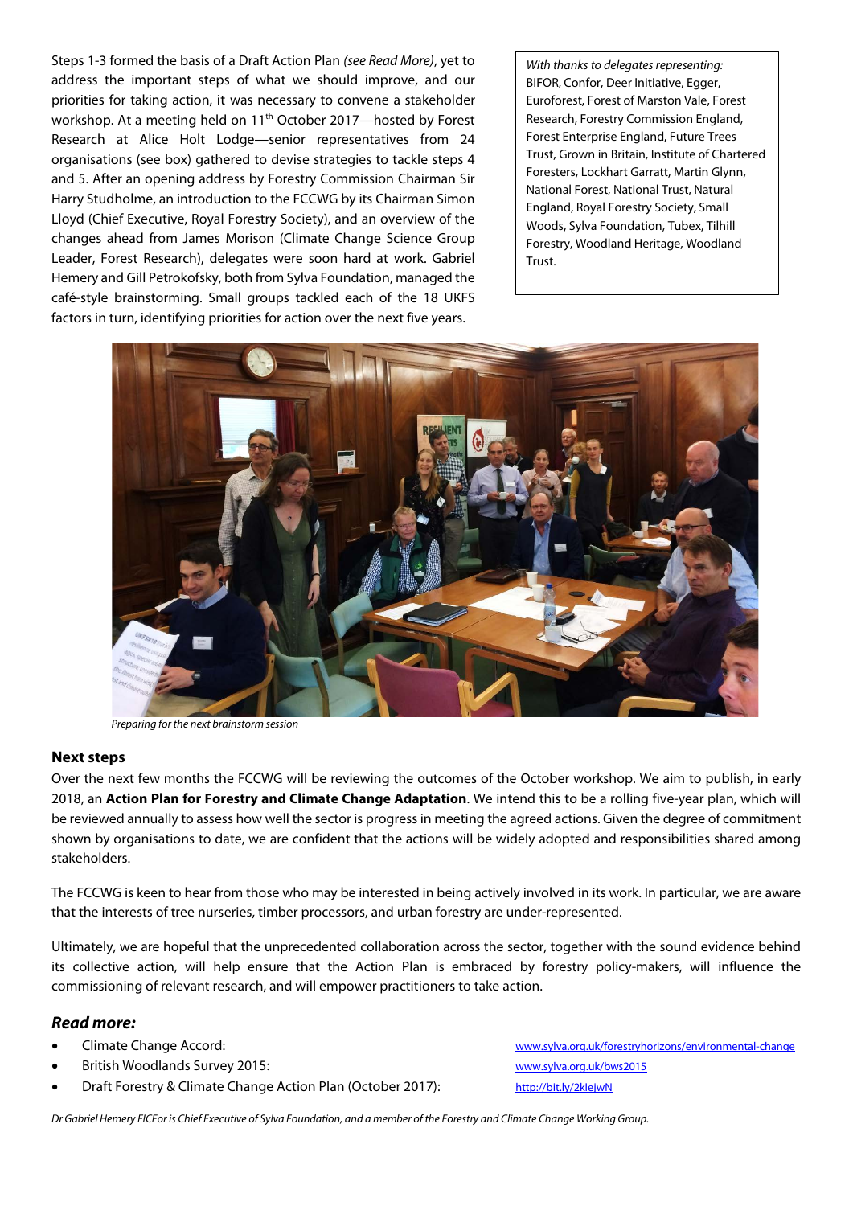Steps 1-3 formed the basis of a Draft Action Plan *(see Read More)*, yet to address the important steps of what we should improve, and our priorities for taking action, it was necessary to convene a stakeholder workshop. At a meeting held on 11th October 2017—hosted by Forest Research at Alice Holt Lodge—senior representatives from 24 organisations (see box) gathered to devise strategies to tackle steps 4 and 5. After an opening address by Forestry Commission Chairman Sir Harry Studholme, an introduction to the FCCWG by its Chairman Simon Lloyd (Chief Executive, Royal Forestry Society), and an overview of the changes ahead from James Morison (Climate Change Science Group Leader, Forest Research), delegates were soon hard at work. Gabriel Hemery and Gill Petrokofsky, both from Sylva Foundation, managed the café-style brainstorming. Small groups tackled each of the 18 UKFS factors in turn, identifying priorities for action over the next five years.

*With thanks to delegates representing:* BIFOR, Confor, Deer Initiative, Egger, Euroforest, Forest of Marston Vale, Forest Research, Forestry Commission England, Forest Enterprise England, Future Trees Trust, Grown in Britain, Institute of Chartered Foresters, Lockhart Garratt, Martin Glynn, National Forest, National Trust, Natural England, Royal Forestry Society, Small Woods, Sylva Foundation, Tubex, Tilhill Forestry, Woodland Heritage, Woodland Trust.

*Preparing for the next brainstorm session*

### Next steps

Over the next few months the FCCWG will be reviewing the outcomes of the October workshop. We aim to publish, in early 2018, an **Action Plan for Forestry and Climate Change Adaptation**. We intend this to be a rolling five-year plan, which will be reviewed annually to assess how well the sector is progress in meeting the agreed actions. Given the degree of commitment shown by organisations to date, we are confident that the actions will be widely adopted and responsibilities shared among stakeholders.

The FCCWG is keen to hear from those who may be interested in being actively involved in its work. In particular, we are aware that the interests of tree nurseries, timber processors, and urban forestry are under-represented.

Ultimately, we are hopeful that the unprecedented collaboration across the sector, together with the sound evidence behind its collective action, will help ensure that the Action Plan is embraced by forestry policy-makers, will influence the commissioning of relevant research, and will empower practitioners to take action.

### *Read more:*

- Climate Change Accord: www.sylva.org.uk/forestryhorizons/environmental-change
- British Woodlands Survey 2015: www.sylva.org.uk/bws2015
- Draft Forestry & Climate Change Action Plan (October 2017): http://bit.ly/2klejwN

*Dr Gabriel Hemery FICFor is Chief Executive of Sylva Foundation, and a member of the Forestry and Climate Change Working Group.*